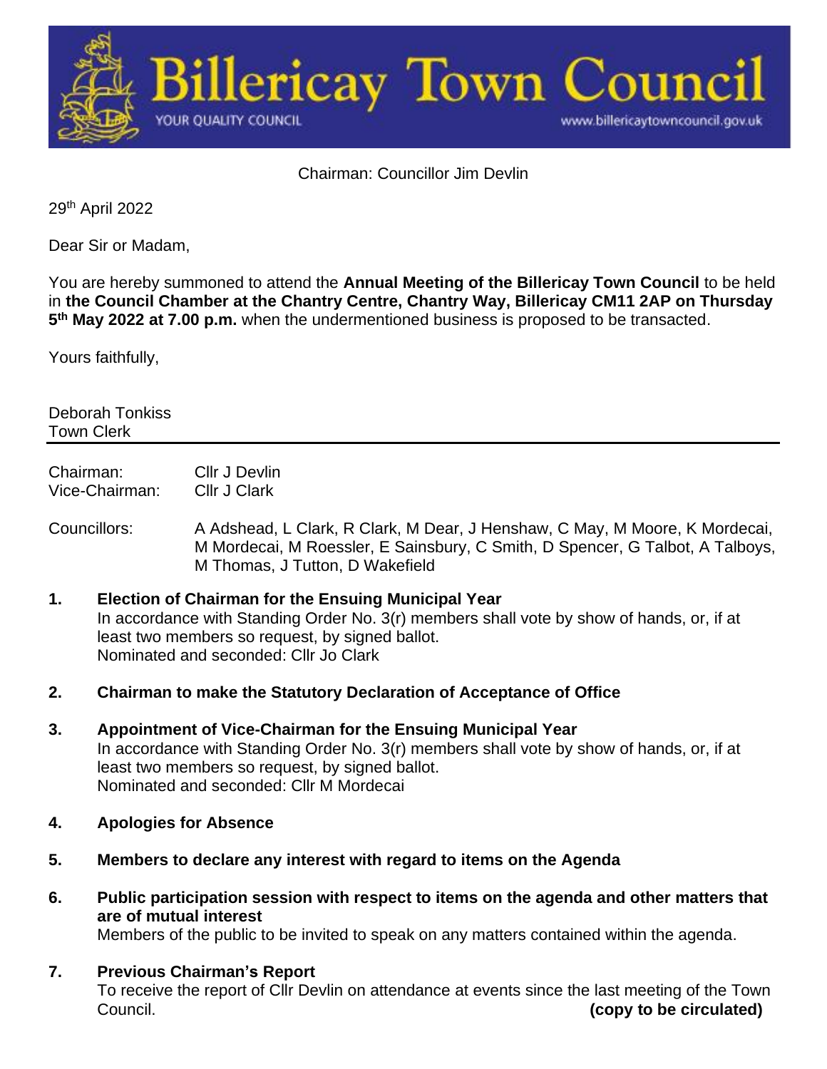# Billericay Town Council

YOUR QUALITY COUNCIL

www.billericaytowncouncil.gov.uk

Chairman: Councillor Jim Devlin

29th April 2022

Dear Sir or Madam,

You are hereby summoned to attend the **Annual Meeting of the Billericay Town Council** to be held in **the Council Chamber at the Chantry Centre, Chantry Way, Billericay CM11 2AP on Thursday 5th May 2022 at 7.00 p.m.** when the undermentioned business is proposed to be transacted.

Yours faithfully,

Deborah Tonkiss
Town Clerk

---

Chairman: Cllr J Devlin
Vice-Chairman: Cllr J Clark

Councillors: A Adshead, L Clark, R Clark, M Dear, J Henshaw, C May, M Moore, K Mordecai, M Mordecai, M Roessler, E Sainsbury, C Smith, D Spencer, G Talbot, A Talboys, M Thomas, J Tutton, D Wakefield

**1. Election of Chairman for the Ensuing Municipal Year**
In accordance with Standing Order No. 3(r) members shall vote by show of hands, or, if at least two members so request, by signed ballot.
Nominated and seconded: Cllr Jo Clark

**2. Chairman to make the Statutory Declaration of Acceptance of Office**

**3. Appointment of Vice-Chairman for the Ensuing Municipal Year**
In accordance with Standing Order No. 3(r) members shall vote by show of hands, or, if at least two members so request, by signed ballot.
Nominated and seconded: Cllr M Mordecai

**4. Apologies for Absence**

**5. Members to declare any interest with regard to items on the Agenda**

**6. Public participation session with respect to items on the agenda and other matters that are of mutual interest**
Members of the public to be invited to speak on any matters contained within the agenda.

**7. Previous Chairman's Report**
To receive the report of Cllr Devlin on attendance at events since the last meeting of the Town Council. **(copy to be circulated)**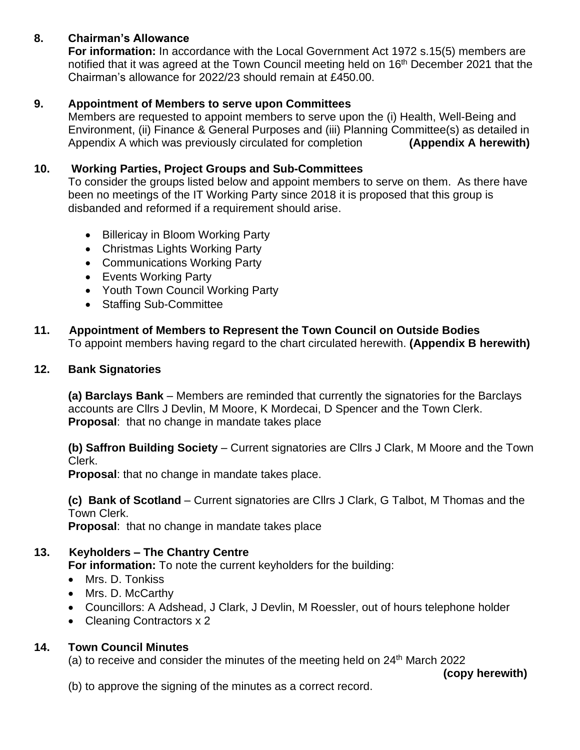## 8. Chairman's Allowance

**For information:** In accordance with the Local Government Act 1972 s.15(5) members are notified that it was agreed at the Town Council meeting held on 16th December 2021 that the Chairman's allowance for 2022/23 should remain at £450.00.

## 9. Appointment of Members to serve upon Committees

Members are requested to appoint members to serve upon the (i) Health, Well-Being and Environment, (ii) Finance & General Purposes and (iii) Planning Committee(s) as detailed in Appendix A which was previously circulated for completion **(Appendix A herewith)**

## 10. Working Parties, Project Groups and Sub-Committees

To consider the groups listed below and appoint members to serve on them. As there have been no meetings of the IT Working Party since 2018 it is proposed that this group is disbanded and reformed if a requirement should arise.

- Billericay in Bloom Working Party
- Christmas Lights Working Party
- Communications Working Party
- Events Working Party
- Youth Town Council Working Party
- Staffing Sub-Committee

## 11. Appointment of Members to Represent the Town Council on Outside Bodies

To appoint members having regard to the chart circulated herewith. **(Appendix B herewith)**

## 12. Bank Signatories

**(a) Barclays Bank** – Members are reminded that currently the signatories for the Barclays accounts are Cllrs J Devlin, M Moore, K Mordecai, D Spencer and the Town Clerk.
**Proposal**: that no change in mandate takes place

**(b) Saffron Building Society** – Current signatories are Cllrs J Clark, M Moore and the Town Clerk.
**Proposal**: that no change in mandate takes place.

**(c) Bank of Scotland** – Current signatories are Cllrs J Clark, G Talbot, M Thomas and the Town Clerk.
**Proposal**: that no change in mandate takes place

## 13. Keyholders – The Chantry Centre

**For information:** To note the current keyholders for the building:

- Mrs. D. Tonkiss
- Mrs. D. McCarthy
- Councillors: A Adshead, J Clark, J Devlin, M Roessler, out of hours telephone holder
- Cleaning Contractors x 2

## 14. Town Council Minutes

(a) to receive and consider the minutes of the meeting held on 24th March 2022 **(copy herewith)**

(b) to approve the signing of the minutes as a correct record.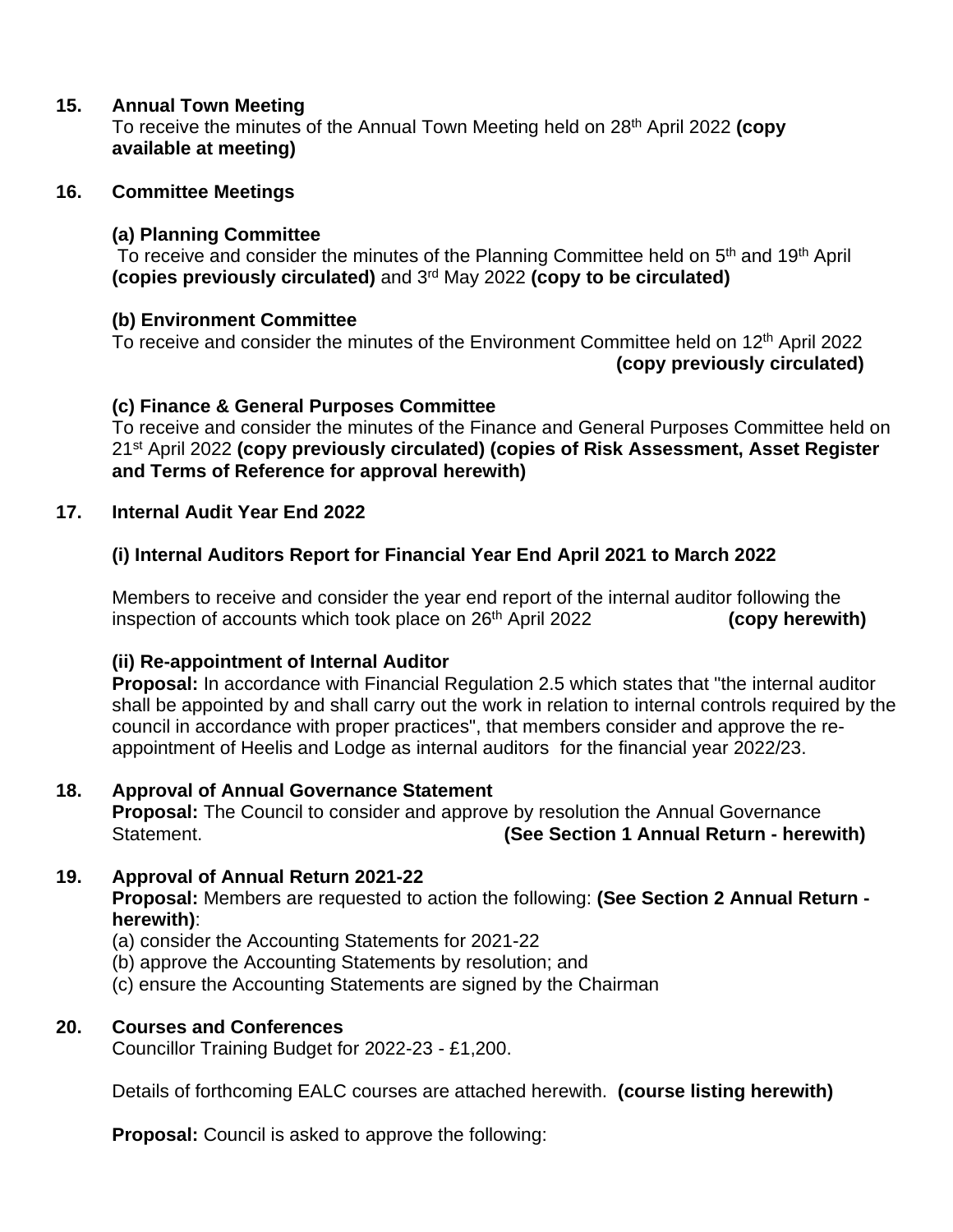**15. Annual Town Meeting**

To receive the minutes of the Annual Town Meeting held on 28th April 2022 **(copy available at meeting)**

**16. Committee Meetings**

**(a) Planning Committee**

To receive and consider the minutes of the Planning Committee held on 5th and 19th April **(copies previously circulated)** and 3rd May 2022 **(copy to be circulated)**

**(b) Environment Committee**

To receive and consider the minutes of the Environment Committee held on 12th April 2022 **(copy previously circulated)**

**(c) Finance & General Purposes Committee**

To receive and consider the minutes of the Finance and General Purposes Committee held on 21st April 2022 **(copy previously circulated) (copies of Risk Assessment, Asset Register and Terms of Reference for approval herewith)**

**17. Internal Audit Year End 2022**

**(i) Internal Auditors Report for Financial Year End April 2021 to March 2022**

Members to receive and consider the year end report of the internal auditor following the inspection of accounts which took place on 26th April 2022 **(copy herewith)**

**(ii) Re-appointment of Internal Auditor**

**Proposal:** In accordance with Financial Regulation 2.5 which states that "the internal auditor shall be appointed by and shall carry out the work in relation to internal controls required by the council in accordance with proper practices", that members consider and approve the re-appointment of Heelis and Lodge as internal auditors for the financial year 2022/23.

**18. Approval of Annual Governance Statement**

**Proposal:** The Council to consider and approve by resolution the Annual Governance Statement. **(See Section 1 Annual Return - herewith)**

**19. Approval of Annual Return 2021-22**

**Proposal:** Members are requested to action the following: **(See Section 2 Annual Return - herewith)**:

(a) consider the Accounting Statements for 2021-22
(b) approve the Accounting Statements by resolution; and
(c) ensure the Accounting Statements are signed by the Chairman

**20. Courses and Conferences**

Councillor Training Budget for 2022-23 - £1,200.

Details of forthcoming EALC courses are attached herewith. **(course listing herewith)**

**Proposal:** Council is asked to approve the following: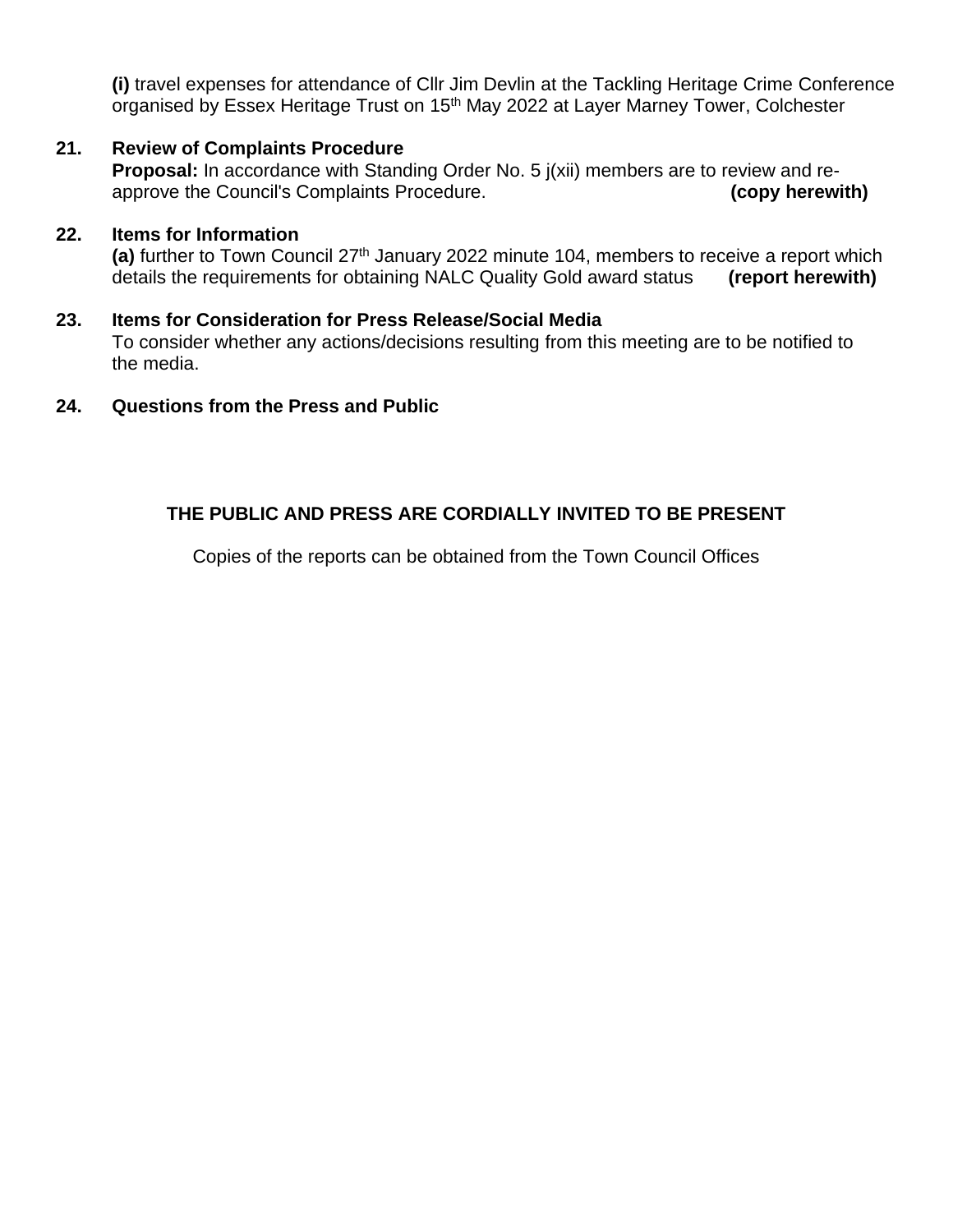**(i)** travel expenses for attendance of Cllr Jim Devlin at the Tackling Heritage Crime Conference organised by Essex Heritage Trust on 15th May 2022 at Layer Marney Tower, Colchester

**21. Review of Complaints Procedure**

**Proposal:** In accordance with Standing Order No. 5 j(xii) members are to review and re-approve the Council's Complaints Procedure. **(copy herewith)**

**22. Items for Information**

**(a)** further to Town Council 27th January 2022 minute 104, members to receive a report which details the requirements for obtaining NALC Quality Gold award status **(report herewith)**

**23. Items for Consideration for Press Release/Social Media**

To consider whether any actions/decisions resulting from this meeting are to be notified to the media.

**24. Questions from the Press and Public**

**THE PUBLIC AND PRESS ARE CORDIALLY INVITED TO BE PRESENT**

Copies of the reports can be obtained from the Town Council Offices